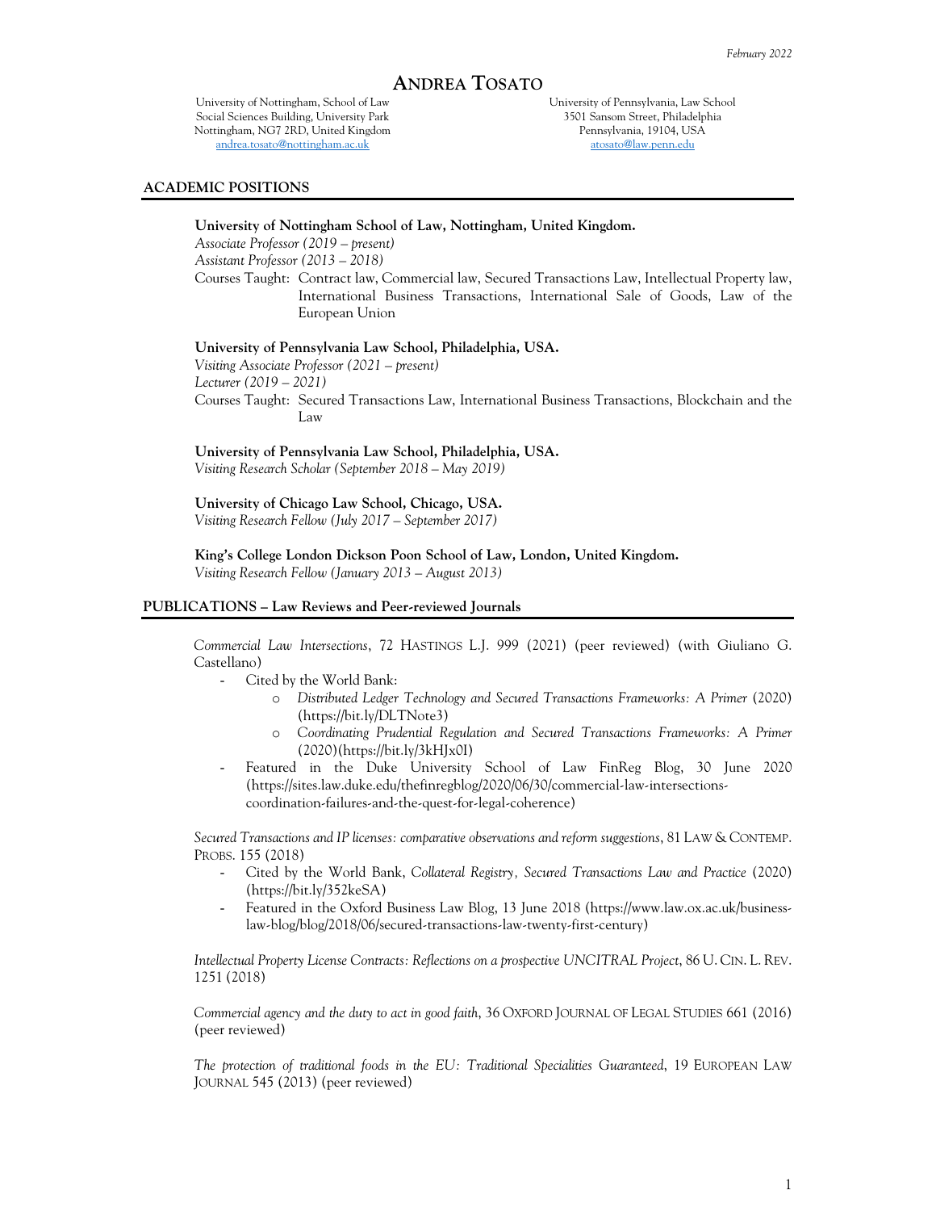*February 2022*

# ANDREA TOSATO

University of Nottingham, School of Law
Social Sciences Building, University Park
Nottingham, NG7 2RD, United Kingdom
andrea.tosato@nottingham.ac.uk

University of Pennsylvania, Law School
3501 Sansom Street, Philadelphia
Pennsylvania, 19104, USA
atosato@law.penn.edu

## ACADEMIC POSITIONS

**University of Nottingham School of Law, Nottingham, United Kingdom.**
*Associate Professor (2019 – present)*
*Assistant Professor (2013 – 2018)*
Courses Taught: Contract law, Commercial law, Secured Transactions Law, Intellectual Property law, International Business Transactions, International Sale of Goods, Law of the European Union

**University of Pennsylvania Law School, Philadelphia, USA.**
*Visiting Associate Professor (2021 – present)*
*Lecturer (2019 – 2021)*
Courses Taught: Secured Transactions Law, International Business Transactions, Blockchain and the Law

**University of Pennsylvania Law School, Philadelphia, USA.**
*Visiting Research Scholar (September 2018 – May 2019)*

**University of Chicago Law School, Chicago, USA.**
*Visiting Research Fellow (July 2017 – September 2017)*

**King's College London Dickson Poon School of Law, London, United Kingdom.**
*Visiting Research Fellow (January 2013 – August 2013)*

## PUBLICATIONS – Law Reviews and Peer-reviewed Journals

*Commercial Law Intersections*, 72 HASTINGS L.J. 999 (2021) (peer reviewed) (with Giuliano G. Castellano)

- Cited by the World Bank:
  - *Distributed Ledger Technology and Secured Transactions Frameworks: A Primer* (2020) (https://bit.ly/DLTNote3)
  - *Coordinating Prudential Regulation and Secured Transactions Frameworks: A Primer* (2020)(https://bit.ly/3kHJx0I)
- Featured in the Duke University School of Law FinReg Blog, 30 June 2020 (https://sites.law.duke.edu/thefinregblog/2020/06/30/commercial-law-intersections-coordination-failures-and-the-quest-for-legal-coherence)

*Secured Transactions and IP licenses: comparative observations and reform suggestions*, 81 LAW & CONTEMP. PROBS. 155 (2018)

- Cited by the World Bank, *Collateral Registry, Secured Transactions Law and Practice* (2020) (https://bit.ly/352keSA)
- Featured in the Oxford Business Law Blog, 13 June 2018 (https://www.law.ox.ac.uk/business-law-blog/blog/2018/06/secured-transactions-law-twenty-first-century)

*Intellectual Property License Contracts: Reflections on a prospective UNCITRAL Project*, 86 U. CIN. L. REV. 1251 (2018)

*Commercial agency and the duty to act in good faith*, 36 OXFORD JOURNAL OF LEGAL STUDIES 661 (2016) (peer reviewed)

*The protection of traditional foods in the EU: Traditional Specialities Guaranteed*, 19 EUROPEAN LAW JOURNAL 545 (2013) (peer reviewed)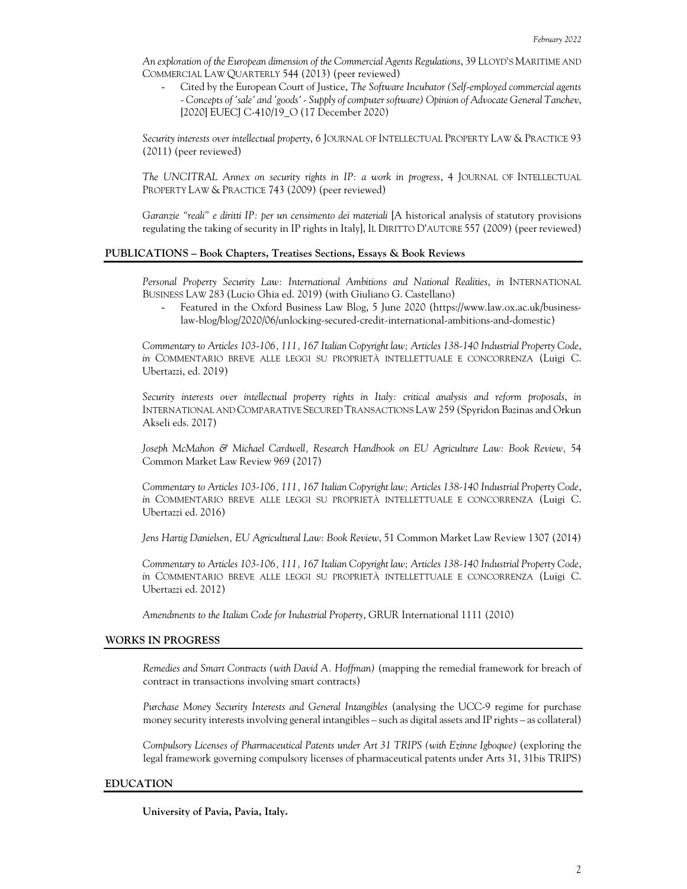*An exploration of the European dimension of the Commercial Agents Regulations*, 39 LLOYD'S MARITIME AND COMMERCIAL LAW QUARTERLY 544 (2013) (peer reviewed)

- Cited by the European Court of Justice, *The Software Incubator (Self-employed commercial agents - Concepts of 'sale' and 'goods' - Supply of computer software) Opinion of Advocate General Tanchev*, [2020] EUECJ C-410/19_O (17 December 2020)

*Security interests over intellectual property*, 6 JOURNAL OF INTELLECTUAL PROPERTY LAW & PRACTICE 93 (2011) (peer reviewed)

*The UNCITRAL Annex on security rights in IP: a work in progress*, 4 JOURNAL OF INTELLECTUAL PROPERTY LAW & PRACTICE 743 (2009) (peer reviewed)

*Garanzie "reali" e diritti IP: per un censimento dei materiali* [A historical analysis of statutory provisions regulating the taking of security in IP rights in Italy], IL DIRITTO D'AUTORE 557 (2009) (peer reviewed)

## PUBLICATIONS – Book Chapters, Treatises Sections, Essays & Book Reviews

*Personal Property Security Law: International Ambitions and National Realities*, *in* INTERNATIONAL BUSINESS LAW 283 (Lucio Ghia ed. 2019) (with Giuliano G. Castellano)

- Featured in the Oxford Business Law Blog, 5 June 2020 (https://www.law.ox.ac.uk/business-law-blog/blog/2020/06/unlocking-secured-credit-international-ambitions-and-domestic)

*Commentary to Articles 103-106, 111, 167 Italian Copyright law; Articles 138-140 Industrial Property Code*, *in* COMMENTARIO BREVE ALLE LEGGI SU PROPRIETÀ INTELLETTUALE E CONCORRENZA (Luigi C. Ubertazzi, ed. 2019)

*Security interests over intellectual property rights in Italy: critical analysis and reform proposals*, *in* INTERNATIONAL AND COMPARATIVE SECURED TRANSACTIONS LAW 259 (Spyridon Bazinas and Orkun Akseli eds. 2017)

*Joseph McMahon & Michael Cardwell, Research Handbook on EU Agriculture Law: Book Review,* 54 Common Market Law Review 969 (2017)

*Commentary to Articles 103-106, 111, 167 Italian Copyright law; Articles 138-140 Industrial Property Code*, *in* COMMENTARIO BREVE ALLE LEGGI SU PROPRIETÀ INTELLETTUALE E CONCORRENZA (Luigi C. Ubertazzi ed. 2016)

*Jens Hartig Danielsen, EU Agricultural Law: Book Review*, 51 Common Market Law Review 1307 (2014)

*Commentary to Articles 103-106, 111, 167 Italian Copyright law; Articles 138-140 Industrial Property Code*, *in* COMMENTARIO BREVE ALLE LEGGI SU PROPRIETÀ INTELLETTUALE E CONCORRENZA (Luigi C. Ubertazzi ed. 2012)

*Amendments to the Italian Code for Industrial Property*, GRUR International 1111 (2010)

## WORKS IN PROGRESS

*Remedies and Smart Contracts (with David A. Hoffman)* (mapping the remedial framework for breach of contract in transactions involving smart contracts)

*Purchase Money Security Interests and General Intangibles* (analysing the UCC-9 regime for purchase money security interests involving general intangibles – such as digital assets and IP rights – as collateral)

*Compulsory Licenses of Pharmaceutical Patents under Art 31 TRIPS (with Ezinne Igboqwe)* (exploring the legal framework governing compulsory licenses of pharmaceutical patents under Arts 31, 31bis TRIPS)

## EDUCATION

**University of Pavia, Pavia, Italy.**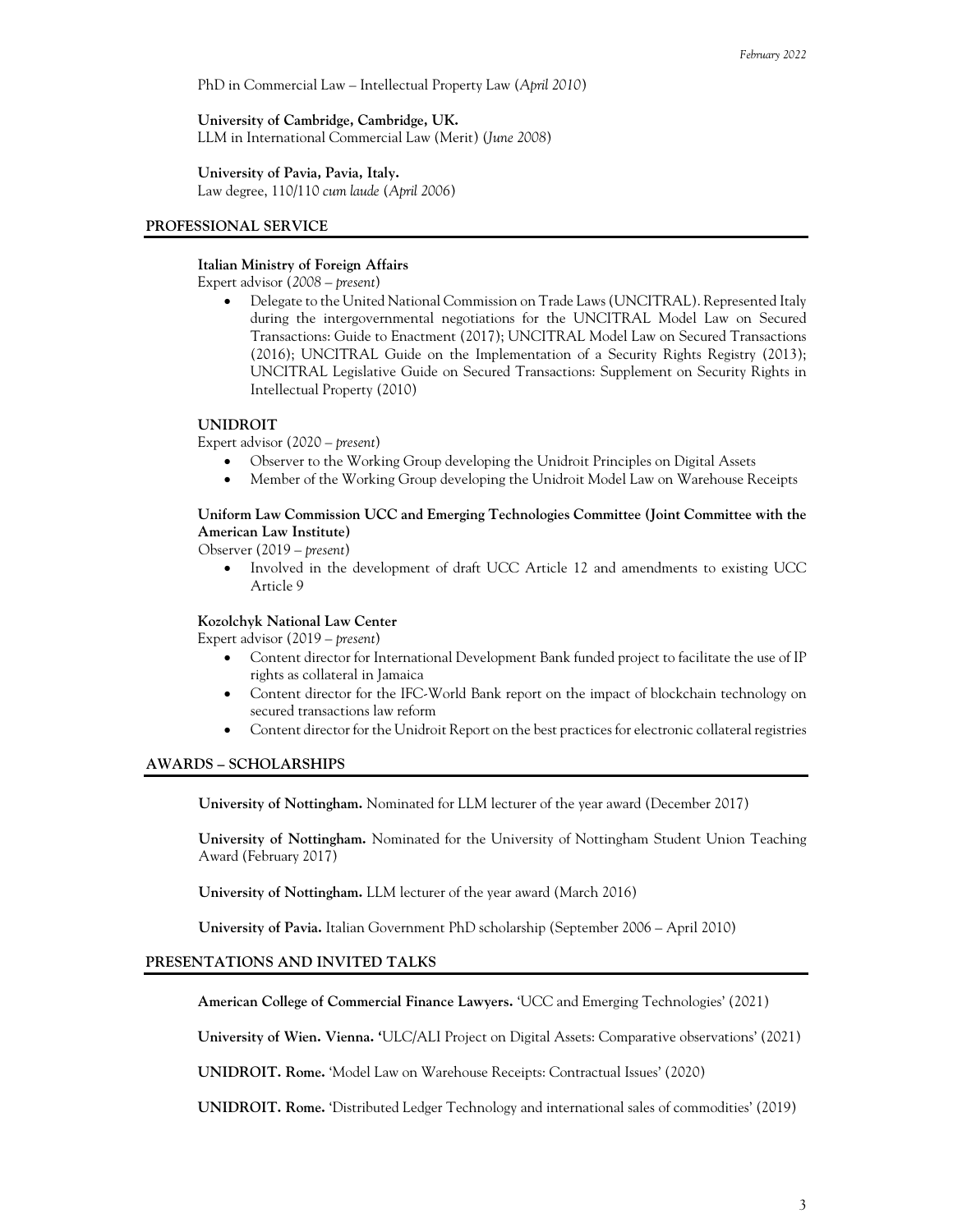PhD in Commercial Law – Intellectual Property Law (*April 2010*)

**University of Cambridge, Cambridge, UK.**
LLM in International Commercial Law (Merit) (*June 2008*)

**University of Pavia, Pavia, Italy.**
Law degree, 110/110 *cum laude* (*April 2006*)

## PROFESSIONAL SERVICE

**Italian Ministry of Foreign Affairs**
Expert advisor (*2008 – present*)

- Delegate to the United National Commission on Trade Laws (UNCITRAL). Represented Italy during the intergovernmental negotiations for the UNCITRAL Model Law on Secured Transactions: Guide to Enactment (2017); UNCITRAL Model Law on Secured Transactions (2016); UNCITRAL Guide on the Implementation of a Security Rights Registry (2013); UNCITRAL Legislative Guide on Secured Transactions: Supplement on Security Rights in Intellectual Property (2010)

**UNIDROIT**
Expert advisor (2020 – *present*)

- Observer to the Working Group developing the Unidroit Principles on Digital Assets
- Member of the Working Group developing the Unidroit Model Law on Warehouse Receipts

**Uniform Law Commission UCC and Emerging Technologies Committee (Joint Committee with the American Law Institute)**
Observer (2019 – *present*)

- Involved in the development of draft UCC Article 12 and amendments to existing UCC Article 9

**Kozolchyk National Law Center**
Expert advisor (2019 – *present*)

- Content director for International Development Bank funded project to facilitate the use of IP rights as collateral in Jamaica
- Content director for the IFC-World Bank report on the impact of blockchain technology on secured transactions law reform
- Content director for the Unidroit Report on the best practices for electronic collateral registries

## AWARDS – SCHOLARSHIPS

**University of Nottingham.** Nominated for LLM lecturer of the year award (December 2017)

**University of Nottingham.** Nominated for the University of Nottingham Student Union Teaching Award (February 2017)

**University of Nottingham.** LLM lecturer of the year award (March 2016)

**University of Pavia.** Italian Government PhD scholarship (September 2006 – April 2010)

## PRESENTATIONS AND INVITED TALKS

**American College of Commercial Finance Lawyers.** 'UCC and Emerging Technologies' (2021)

**University of Wien. Vienna.** 'ULC/ALI Project on Digital Assets: Comparative observations' (2021)

**UNIDROIT. Rome.** 'Model Law on Warehouse Receipts: Contractual Issues' (2020)

**UNIDROIT. Rome.** 'Distributed Ledger Technology and international sales of commodities' (2019)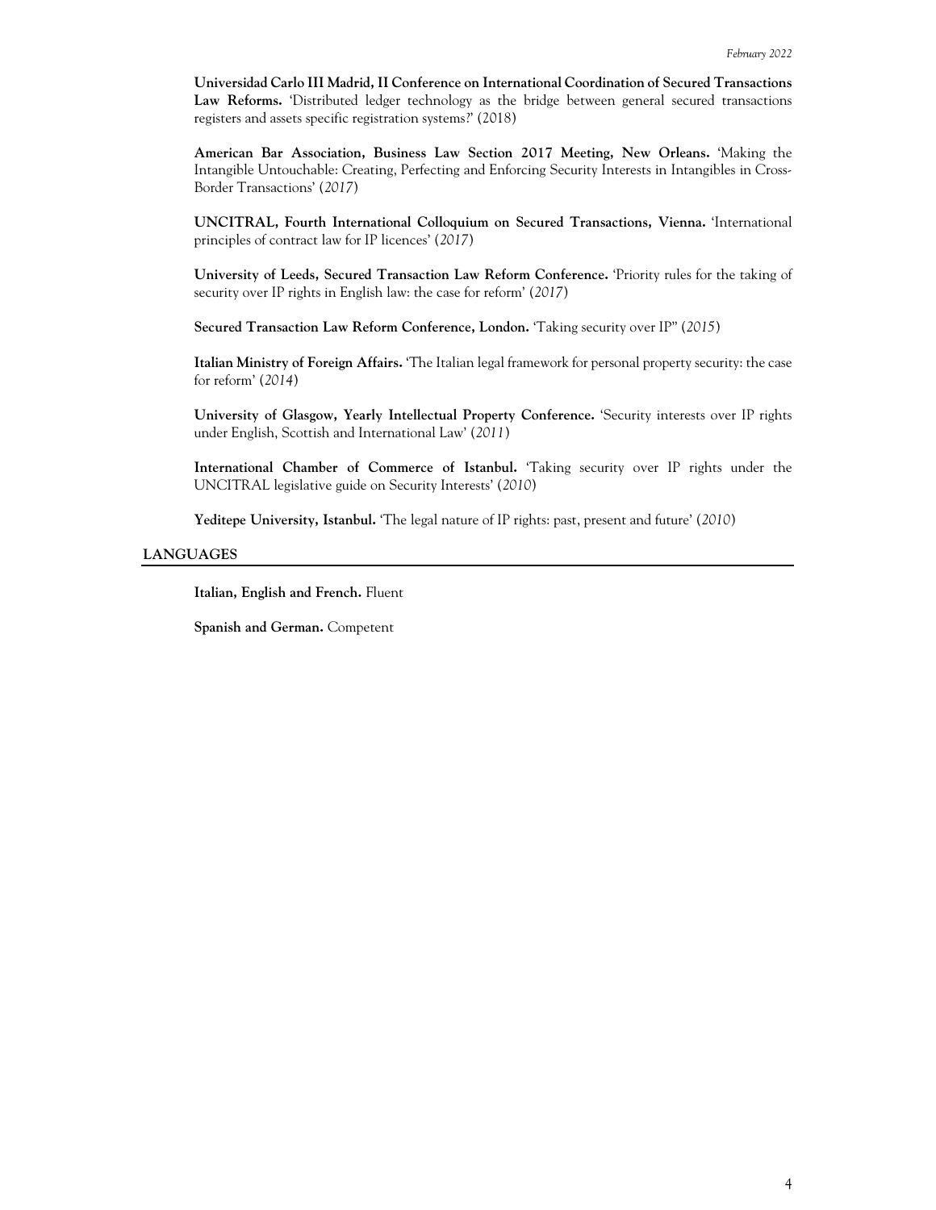**Universidad Carlo III Madrid, II Conference on International Coordination of Secured Transactions Law Reforms.** 'Distributed ledger technology as the bridge between general secured transactions registers and assets specific registration systems?' (2018)

**American Bar Association, Business Law Section 2017 Meeting, New Orleans.** 'Making the Intangible Untouchable: Creating, Perfecting and Enforcing Security Interests in Intangibles in Cross-Border Transactions' (*2017*)

**UNCITRAL, Fourth International Colloquium on Secured Transactions, Vienna.** 'International principles of contract law for IP licences' (*2017*)

**University of Leeds, Secured Transaction Law Reform Conference.** 'Priority rules for the taking of security over IP rights in English law: the case for reform' (*2017*)

**Secured Transaction Law Reform Conference, London.** 'Taking security over IP" (*2015*)

**Italian Ministry of Foreign Affairs.** 'The Italian legal framework for personal property security: the case for reform' (*2014*)

**University of Glasgow, Yearly Intellectual Property Conference.** 'Security interests over IP rights under English, Scottish and International Law' (*2011*)

**International Chamber of Commerce of Istanbul.** 'Taking security over IP rights under the UNCITRAL legislative guide on Security Interests' (*2010*)

**Yeditepe University, Istanbul.** 'The legal nature of IP rights: past, present and future' (*2010*)

## LANGUAGES

**Italian, English and French.** Fluent

**Spanish and German.** Competent